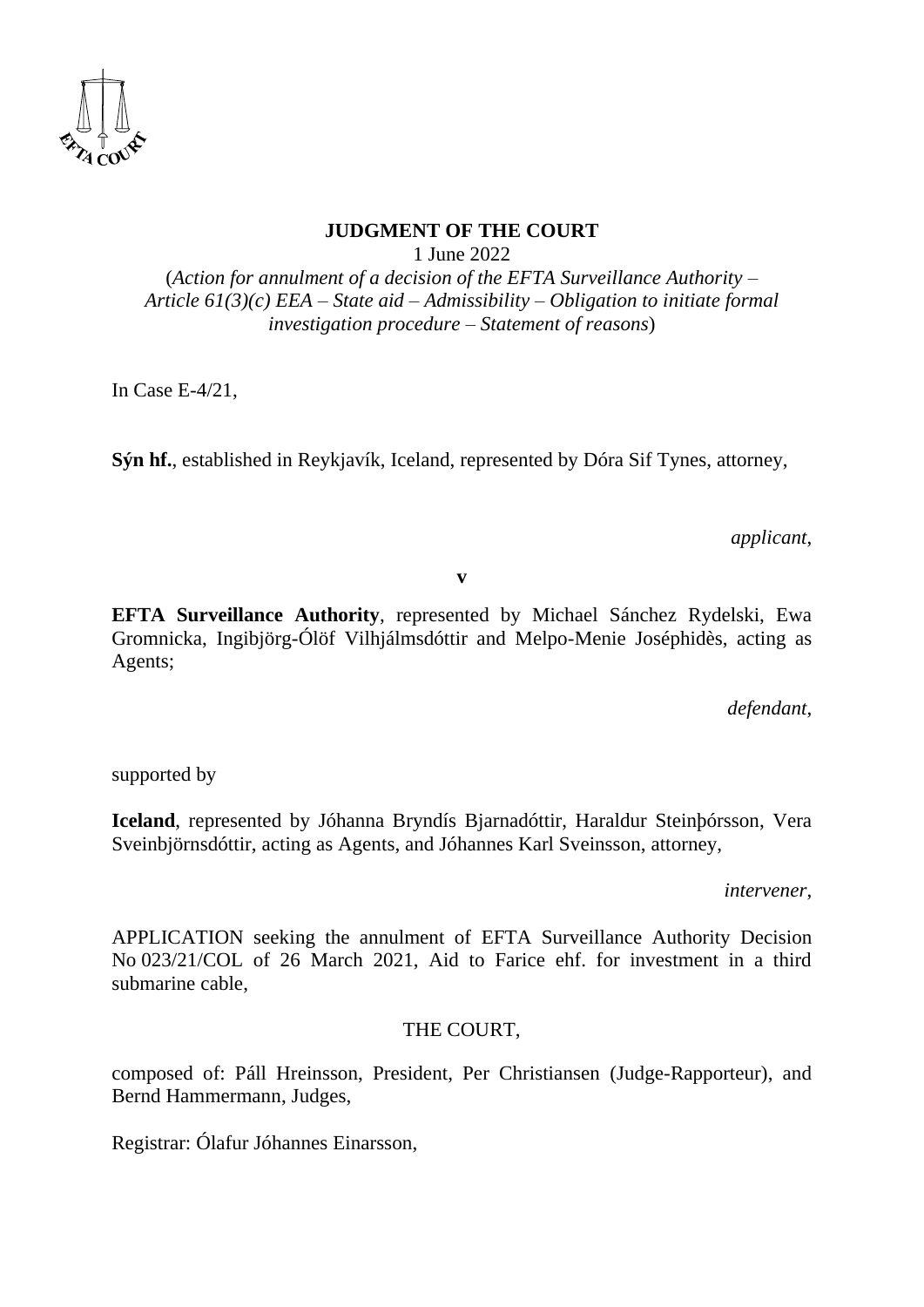**JUDGMENT OF THE COURT**

1 June 2022

(*Action for annulment of a decision of the EFTA Surveillance Authority – Article 61(3)(c) EEA – State aid – Admissibility – Obligation to initiate formal investigation procedure – Statement of reasons*)

In Case E-4/21,

**Sýn hf.**, established in Reykjavík, Iceland, represented by Dóra Sif Tynes, attorney,

*applicant*,

**v**

**EFTA Surveillance Authority**, represented by Michael Sánchez Rydelski, Ewa Gromnicka, Ingibjörg-Ólöf Vilhjálmsdóttir and Melpo-Menie Joséphidès, acting as Agents;

*defendant*,

supported by

**Iceland**, represented by Jóhanna Bryndís Bjarnadóttir, Haraldur Steinþórsson, Vera Sveinbjörnsdóttir, acting as Agents, and Jóhannes Karl Sveinsson, attorney,

*intervener*,

APPLICATION seeking the annulment of EFTA Surveillance Authority Decision No 023/21/COL of 26 March 2021, Aid to Farice ehf. for investment in a third submarine cable,

THE COURT,

composed of: Páll Hreinsson, President, Per Christiansen (Judge-Rapporteur), and Bernd Hammermann, Judges,

Registrar: Ólafur Jóhannes Einarsson,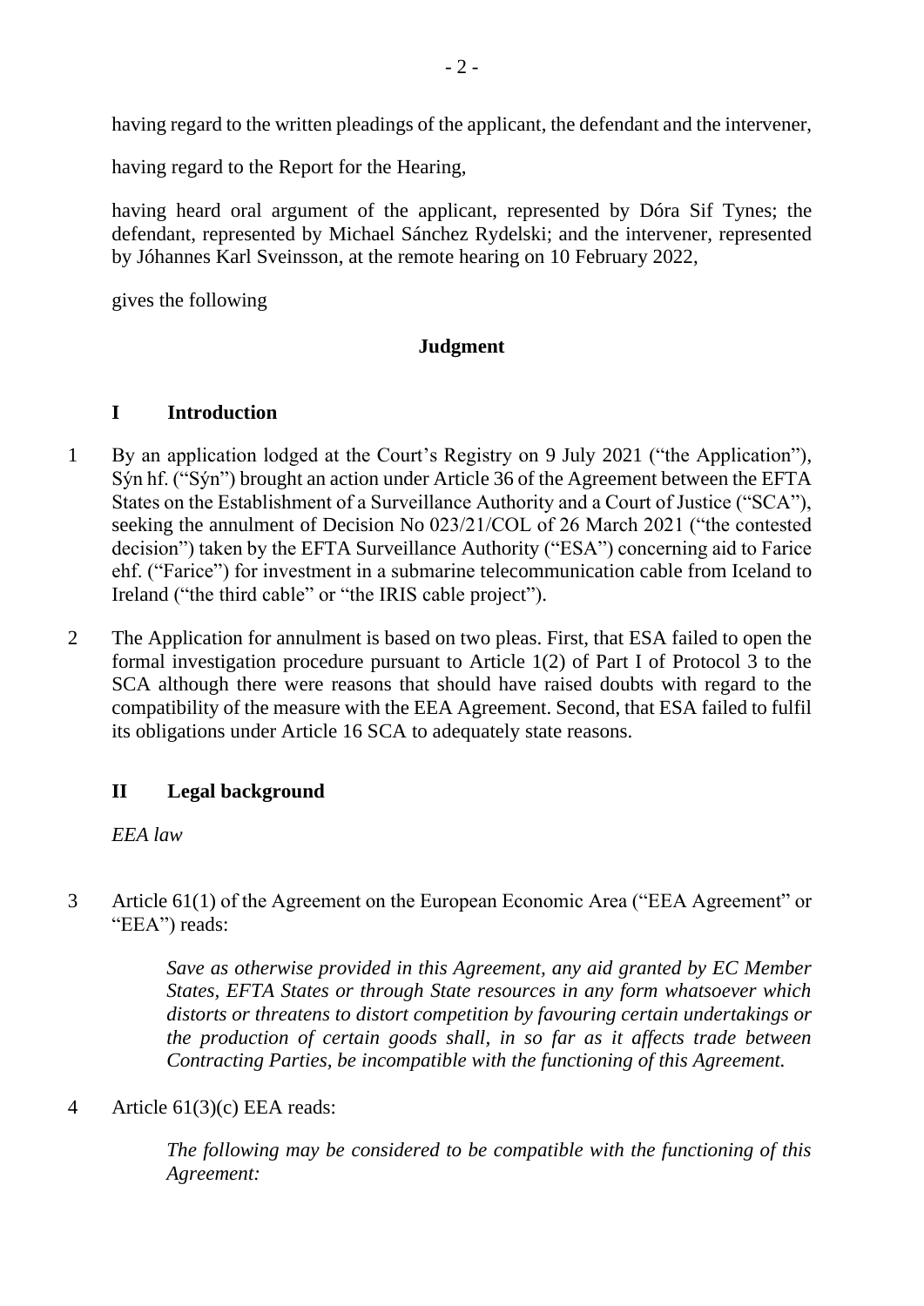having regard to the written pleadings of the applicant, the defendant and the intervener,

having regard to the Report for the Hearing,

having heard oral argument of the applicant, represented by Dóra Sif Tynes; the defendant, represented by Michael Sánchez Rydelski; and the intervener, represented by Jóhannes Karl Sveinsson, at the remote hearing on 10 February 2022,

gives the following

**Judgment**

## I Introduction

1 By an application lodged at the Court's Registry on 9 July 2021 ("the Application"), Sýn hf. ("Sýn") brought an action under Article 36 of the Agreement between the EFTA States on the Establishment of a Surveillance Authority and a Court of Justice ("SCA"), seeking the annulment of Decision No 023/21/COL of 26 March 2021 ("the contested decision") taken by the EFTA Surveillance Authority ("ESA") concerning aid to Farice ehf. ("Farice") for investment in a submarine telecommunication cable from Iceland to Ireland ("the third cable" or "the IRIS cable project").

2 The Application for annulment is based on two pleas. First, that ESA failed to open the formal investigation procedure pursuant to Article 1(2) of Part I of Protocol 3 to the SCA although there were reasons that should have raised doubts with regard to the compatibility of the measure with the EEA Agreement. Second, that ESA failed to fulfil its obligations under Article 16 SCA to adequately state reasons.

## II Legal background

*EEA law*

3 Article 61(1) of the Agreement on the European Economic Area ("EEA Agreement" or "EEA") reads:

> *Save as otherwise provided in this Agreement, any aid granted by EC Member States, EFTA States or through State resources in any form whatsoever which distorts or threatens to distort competition by favouring certain undertakings or the production of certain goods shall, in so far as it affects trade between Contracting Parties, be incompatible with the functioning of this Agreement.*

4 Article 61(3)(c) EEA reads:

> *The following may be considered to be compatible with the functioning of this Agreement:*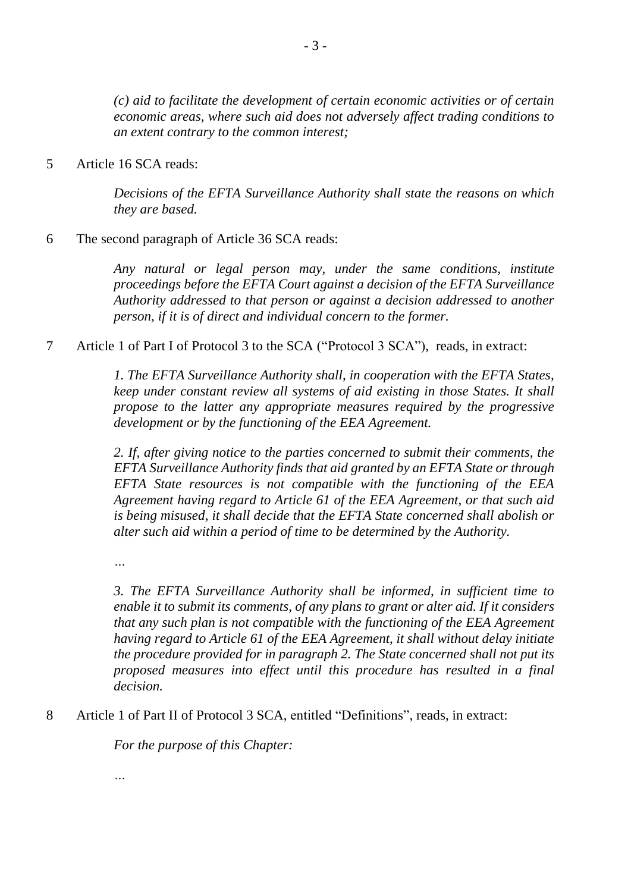*(c) aid to facilitate the development of certain economic activities or of certain economic areas, where such aid does not adversely affect trading conditions to an extent contrary to the common interest;*

5 Article 16 SCA reads:

> *Decisions of the EFTA Surveillance Authority shall state the reasons on which they are based.*

6 The second paragraph of Article 36 SCA reads:

> *Any natural or legal person may, under the same conditions, institute proceedings before the EFTA Court against a decision of the EFTA Surveillance Authority addressed to that person or against a decision addressed to another person, if it is of direct and individual concern to the former.*

7 Article 1 of Part I of Protocol 3 to the SCA ("Protocol 3 SCA"), reads, in extract:

> *1. The EFTA Surveillance Authority shall, in cooperation with the EFTA States, keep under constant review all systems of aid existing in those States. It shall propose to the latter any appropriate measures required by the progressive development or by the functioning of the EEA Agreement.*
>
> *2. If, after giving notice to the parties concerned to submit their comments, the EFTA Surveillance Authority finds that aid granted by an EFTA State or through EFTA State resources is not compatible with the functioning of the EEA Agreement having regard to Article 61 of the EEA Agreement, or that such aid is being misused, it shall decide that the EFTA State concerned shall abolish or alter such aid within a period of time to be determined by the Authority.*
>
> *…*
>
> *3. The EFTA Surveillance Authority shall be informed, in sufficient time to enable it to submit its comments, of any plans to grant or alter aid. If it considers that any such plan is not compatible with the functioning of the EEA Agreement having regard to Article 61 of the EEA Agreement, it shall without delay initiate the procedure provided for in paragraph 2. The State concerned shall not put its proposed measures into effect until this procedure has resulted in a final decision.*

8 Article 1 of Part II of Protocol 3 SCA, entitled "Definitions", reads, in extract:

> *For the purpose of this Chapter:*
>
> *…*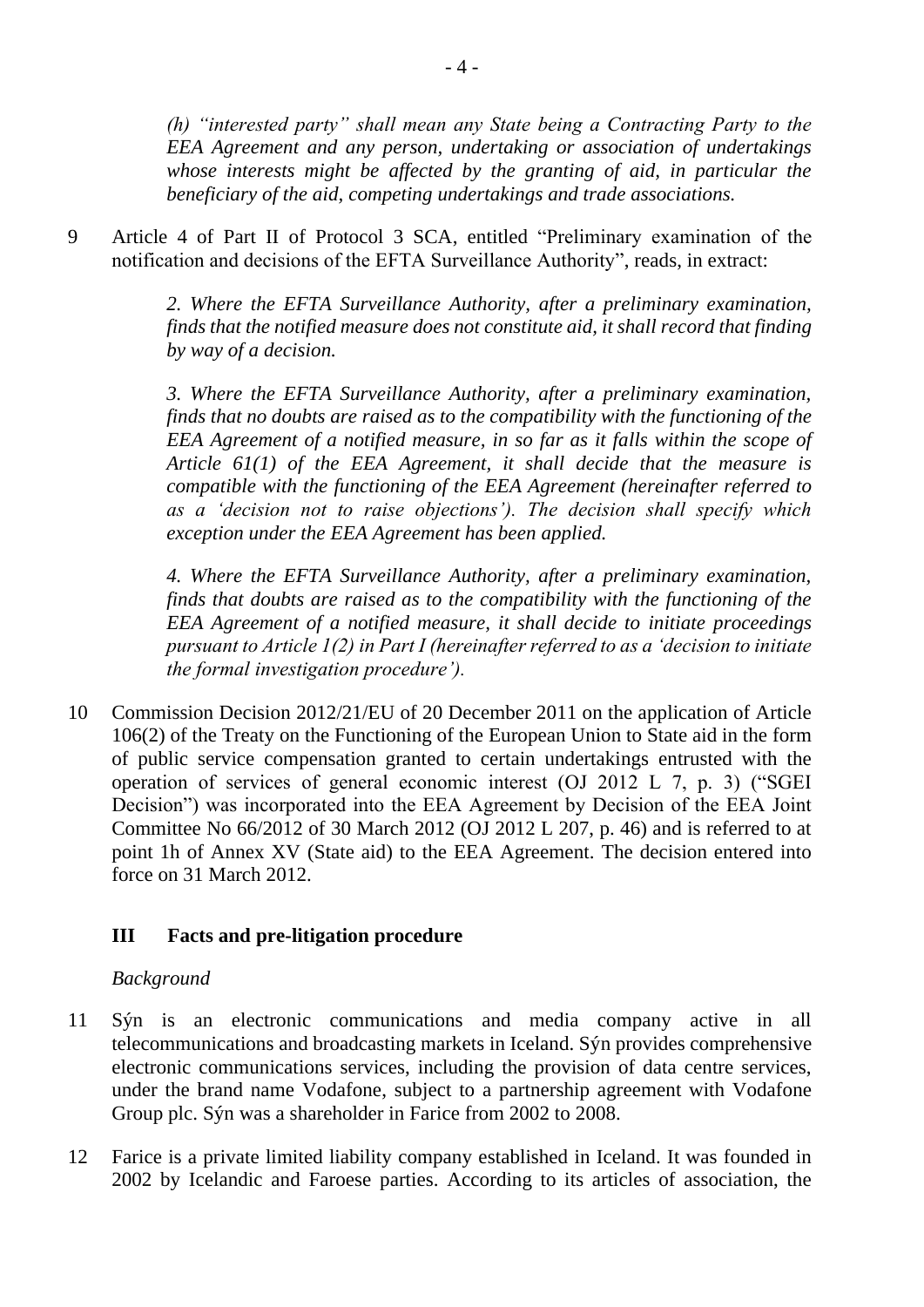*(h) "interested party" shall mean any State being a Contracting Party to the EEA Agreement and any person, undertaking or association of undertakings whose interests might be affected by the granting of aid, in particular the beneficiary of the aid, competing undertakings and trade associations.*

9 Article 4 of Part II of Protocol 3 SCA, entitled "Preliminary examination of the notification and decisions of the EFTA Surveillance Authority", reads, in extract:

> *2. Where the EFTA Surveillance Authority, after a preliminary examination, finds that the notified measure does not constitute aid, it shall record that finding by way of a decision.*
>
> *3. Where the EFTA Surveillance Authority, after a preliminary examination, finds that no doubts are raised as to the compatibility with the functioning of the EEA Agreement of a notified measure, in so far as it falls within the scope of Article 61(1) of the EEA Agreement, it shall decide that the measure is compatible with the functioning of the EEA Agreement (hereinafter referred to as a 'decision not to raise objections'). The decision shall specify which exception under the EEA Agreement has been applied.*
>
> *4. Where the EFTA Surveillance Authority, after a preliminary examination, finds that doubts are raised as to the compatibility with the functioning of the EEA Agreement of a notified measure, it shall decide to initiate proceedings pursuant to Article 1(2) in Part I (hereinafter referred to as a 'decision to initiate the formal investigation procedure').*

10 Commission Decision 2012/21/EU of 20 December 2011 on the application of Article 106(2) of the Treaty on the Functioning of the European Union to State aid in the form of public service compensation granted to certain undertakings entrusted with the operation of services of general economic interest (OJ 2012 L 7, p. 3) ("SGEI Decision") was incorporated into the EEA Agreement by Decision of the EEA Joint Committee No 66/2012 of 30 March 2012 (OJ 2012 L 207, p. 46) and is referred to at point 1h of Annex XV (State aid) to the EEA Agreement. The decision entered into force on 31 March 2012.

## III Facts and pre-litigation procedure

*Background*

11 Sýn is an electronic communications and media company active in all telecommunications and broadcasting markets in Iceland. Sýn provides comprehensive electronic communications services, including the provision of data centre services, under the brand name Vodafone, subject to a partnership agreement with Vodafone Group plc. Sýn was a shareholder in Farice from 2002 to 2008.

12 Farice is a private limited liability company established in Iceland. It was founded in 2002 by Icelandic and Faroese parties. According to its articles of association, the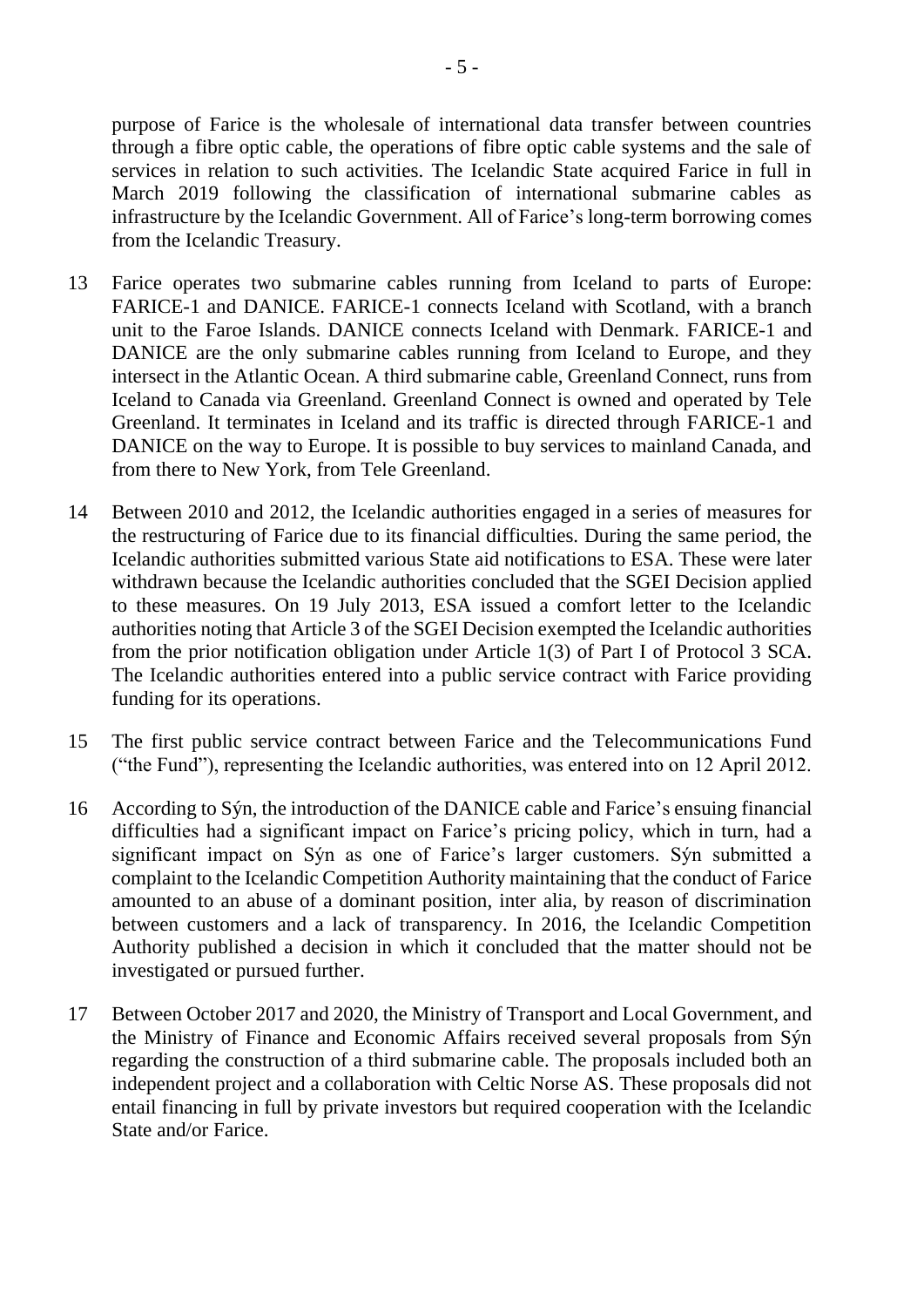purpose of Farice is the wholesale of international data transfer between countries through a fibre optic cable, the operations of fibre optic cable systems and the sale of services in relation to such activities. The Icelandic State acquired Farice in full in March 2019 following the classification of international submarine cables as infrastructure by the Icelandic Government. All of Farice's long-term borrowing comes from the Icelandic Treasury.

13 Farice operates two submarine cables running from Iceland to parts of Europe: FARICE-1 and DANICE. FARICE-1 connects Iceland with Scotland, with a branch unit to the Faroe Islands. DANICE connects Iceland with Denmark. FARICE-1 and DANICE are the only submarine cables running from Iceland to Europe, and they intersect in the Atlantic Ocean. A third submarine cable, Greenland Connect, runs from Iceland to Canada via Greenland. Greenland Connect is owned and operated by Tele Greenland. It terminates in Iceland and its traffic is directed through FARICE-1 and DANICE on the way to Europe. It is possible to buy services to mainland Canada, and from there to New York, from Tele Greenland.

14 Between 2010 and 2012, the Icelandic authorities engaged in a series of measures for the restructuring of Farice due to its financial difficulties. During the same period, the Icelandic authorities submitted various State aid notifications to ESA. These were later withdrawn because the Icelandic authorities concluded that the SGEI Decision applied to these measures. On 19 July 2013, ESA issued a comfort letter to the Icelandic authorities noting that Article 3 of the SGEI Decision exempted the Icelandic authorities from the prior notification obligation under Article 1(3) of Part I of Protocol 3 SCA. The Icelandic authorities entered into a public service contract with Farice providing funding for its operations.

15 The first public service contract between Farice and the Telecommunications Fund ("the Fund"), representing the Icelandic authorities, was entered into on 12 April 2012.

16 According to Sýn, the introduction of the DANICE cable and Farice's ensuing financial difficulties had a significant impact on Farice's pricing policy, which in turn, had a significant impact on Sýn as one of Farice's larger customers. Sýn submitted a complaint to the Icelandic Competition Authority maintaining that the conduct of Farice amounted to an abuse of a dominant position, inter alia, by reason of discrimination between customers and a lack of transparency. In 2016, the Icelandic Competition Authority published a decision in which it concluded that the matter should not be investigated or pursued further.

17 Between October 2017 and 2020, the Ministry of Transport and Local Government, and the Ministry of Finance and Economic Affairs received several proposals from Sýn regarding the construction of a third submarine cable. The proposals included both an independent project and a collaboration with Celtic Norse AS. These proposals did not entail financing in full by private investors but required cooperation with the Icelandic State and/or Farice.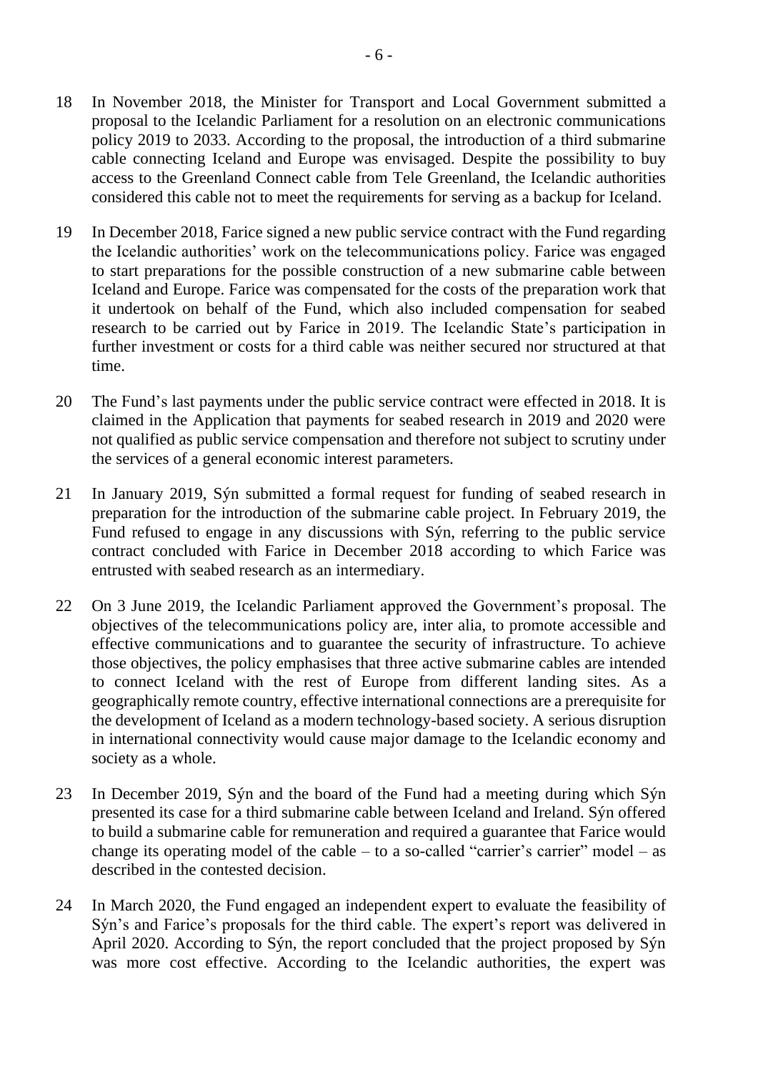18 In November 2018, the Minister for Transport and Local Government submitted a proposal to the Icelandic Parliament for a resolution on an electronic communications policy 2019 to 2033. According to the proposal, the introduction of a third submarine cable connecting Iceland and Europe was envisaged. Despite the possibility to buy access to the Greenland Connect cable from Tele Greenland, the Icelandic authorities considered this cable not to meet the requirements for serving as a backup for Iceland.

19 In December 2018, Farice signed a new public service contract with the Fund regarding the Icelandic authorities' work on the telecommunications policy. Farice was engaged to start preparations for the possible construction of a new submarine cable between Iceland and Europe. Farice was compensated for the costs of the preparation work that it undertook on behalf of the Fund, which also included compensation for seabed research to be carried out by Farice in 2019. The Icelandic State's participation in further investment or costs for a third cable was neither secured nor structured at that time.

20 The Fund's last payments under the public service contract were effected in 2018. It is claimed in the Application that payments for seabed research in 2019 and 2020 were not qualified as public service compensation and therefore not subject to scrutiny under the services of a general economic interest parameters.

21 In January 2019, Sýn submitted a formal request for funding of seabed research in preparation for the introduction of the submarine cable project. In February 2019, the Fund refused to engage in any discussions with Sýn, referring to the public service contract concluded with Farice in December 2018 according to which Farice was entrusted with seabed research as an intermediary.

22 On 3 June 2019, the Icelandic Parliament approved the Government's proposal. The objectives of the telecommunications policy are, inter alia, to promote accessible and effective communications and to guarantee the security of infrastructure. To achieve those objectives, the policy emphasises that three active submarine cables are intended to connect Iceland with the rest of Europe from different landing sites. As a geographically remote country, effective international connections are a prerequisite for the development of Iceland as a modern technology-based society. A serious disruption in international connectivity would cause major damage to the Icelandic economy and society as a whole.

23 In December 2019, Sýn and the board of the Fund had a meeting during which Sýn presented its case for a third submarine cable between Iceland and Ireland. Sýn offered to build a submarine cable for remuneration and required a guarantee that Farice would change its operating model of the cable – to a so-called "carrier's carrier" model – as described in the contested decision.

24 In March 2020, the Fund engaged an independent expert to evaluate the feasibility of Sýn's and Farice's proposals for the third cable. The expert's report was delivered in April 2020. According to Sýn, the report concluded that the project proposed by Sýn was more cost effective. According to the Icelandic authorities, the expert was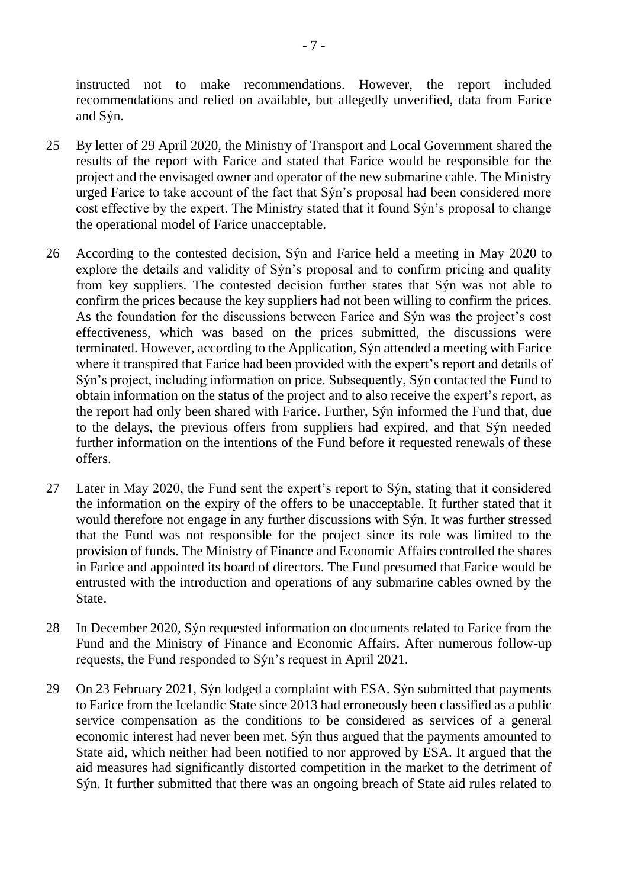instructed not to make recommendations. However, the report included recommendations and relied on available, but allegedly unverified, data from Farice and Sýn.

25 By letter of 29 April 2020, the Ministry of Transport and Local Government shared the results of the report with Farice and stated that Farice would be responsible for the project and the envisaged owner and operator of the new submarine cable. The Ministry urged Farice to take account of the fact that Sýn's proposal had been considered more cost effective by the expert. The Ministry stated that it found Sýn's proposal to change the operational model of Farice unacceptable.

26 According to the contested decision, Sýn and Farice held a meeting in May 2020 to explore the details and validity of Sýn's proposal and to confirm pricing and quality from key suppliers. The contested decision further states that Sýn was not able to confirm the prices because the key suppliers had not been willing to confirm the prices. As the foundation for the discussions between Farice and Sýn was the project's cost effectiveness, which was based on the prices submitted, the discussions were terminated. However, according to the Application, Sýn attended a meeting with Farice where it transpired that Farice had been provided with the expert's report and details of Sýn's project, including information on price. Subsequently, Sýn contacted the Fund to obtain information on the status of the project and to also receive the expert's report, as the report had only been shared with Farice. Further, Sýn informed the Fund that, due to the delays, the previous offers from suppliers had expired, and that Sýn needed further information on the intentions of the Fund before it requested renewals of these offers.

27 Later in May 2020, the Fund sent the expert's report to Sýn, stating that it considered the information on the expiry of the offers to be unacceptable. It further stated that it would therefore not engage in any further discussions with Sýn. It was further stressed that the Fund was not responsible for the project since its role was limited to the provision of funds. The Ministry of Finance and Economic Affairs controlled the shares in Farice and appointed its board of directors. The Fund presumed that Farice would be entrusted with the introduction and operations of any submarine cables owned by the State.

28 In December 2020, Sýn requested information on documents related to Farice from the Fund and the Ministry of Finance and Economic Affairs. After numerous follow-up requests, the Fund responded to Sýn's request in April 2021.

29 On 23 February 2021, Sýn lodged a complaint with ESA. Sýn submitted that payments to Farice from the Icelandic State since 2013 had erroneously been classified as a public service compensation as the conditions to be considered as services of a general economic interest had never been met. Sýn thus argued that the payments amounted to State aid, which neither had been notified to nor approved by ESA. It argued that the aid measures had significantly distorted competition in the market to the detriment of Sýn. It further submitted that there was an ongoing breach of State aid rules related to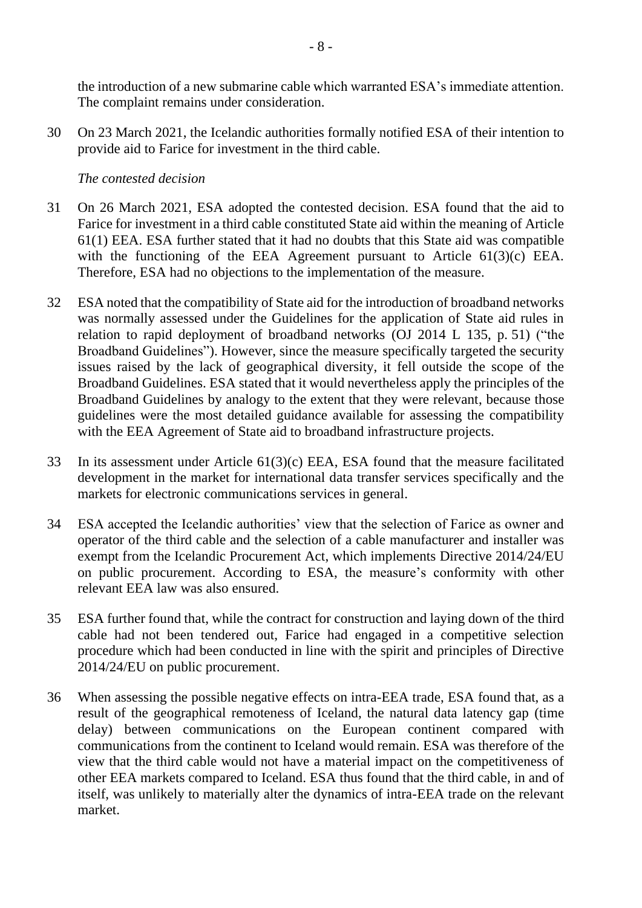the introduction of a new submarine cable which warranted ESA's immediate attention. The complaint remains under consideration.

30 On 23 March 2021, the Icelandic authorities formally notified ESA of their intention to provide aid to Farice for investment in the third cable.

*The contested decision*

31 On 26 March 2021, ESA adopted the contested decision. ESA found that the aid to Farice for investment in a third cable constituted State aid within the meaning of Article 61(1) EEA. ESA further stated that it had no doubts that this State aid was compatible with the functioning of the EEA Agreement pursuant to Article 61(3)(c) EEA. Therefore, ESA had no objections to the implementation of the measure.

32 ESA noted that the compatibility of State aid for the introduction of broadband networks was normally assessed under the Guidelines for the application of State aid rules in relation to rapid deployment of broadband networks (OJ 2014 L 135, p. 51) ("the Broadband Guidelines"). However, since the measure specifically targeted the security issues raised by the lack of geographical diversity, it fell outside the scope of the Broadband Guidelines. ESA stated that it would nevertheless apply the principles of the Broadband Guidelines by analogy to the extent that they were relevant, because those guidelines were the most detailed guidance available for assessing the compatibility with the EEA Agreement of State aid to broadband infrastructure projects.

33 In its assessment under Article 61(3)(c) EEA, ESA found that the measure facilitated development in the market for international data transfer services specifically and the markets for electronic communications services in general.

34 ESA accepted the Icelandic authorities' view that the selection of Farice as owner and operator of the third cable and the selection of a cable manufacturer and installer was exempt from the Icelandic Procurement Act, which implements Directive 2014/24/EU on public procurement. According to ESA, the measure's conformity with other relevant EEA law was also ensured.

35 ESA further found that, while the contract for construction and laying down of the third cable had not been tendered out, Farice had engaged in a competitive selection procedure which had been conducted in line with the spirit and principles of Directive 2014/24/EU on public procurement.

36 When assessing the possible negative effects on intra-EEA trade, ESA found that, as a result of the geographical remoteness of Iceland, the natural data latency gap (time delay) between communications on the European continent compared with communications from the continent to Iceland would remain. ESA was therefore of the view that the third cable would not have a material impact on the competitiveness of other EEA markets compared to Iceland. ESA thus found that the third cable, in and of itself, was unlikely to materially alter the dynamics of intra-EEA trade on the relevant market.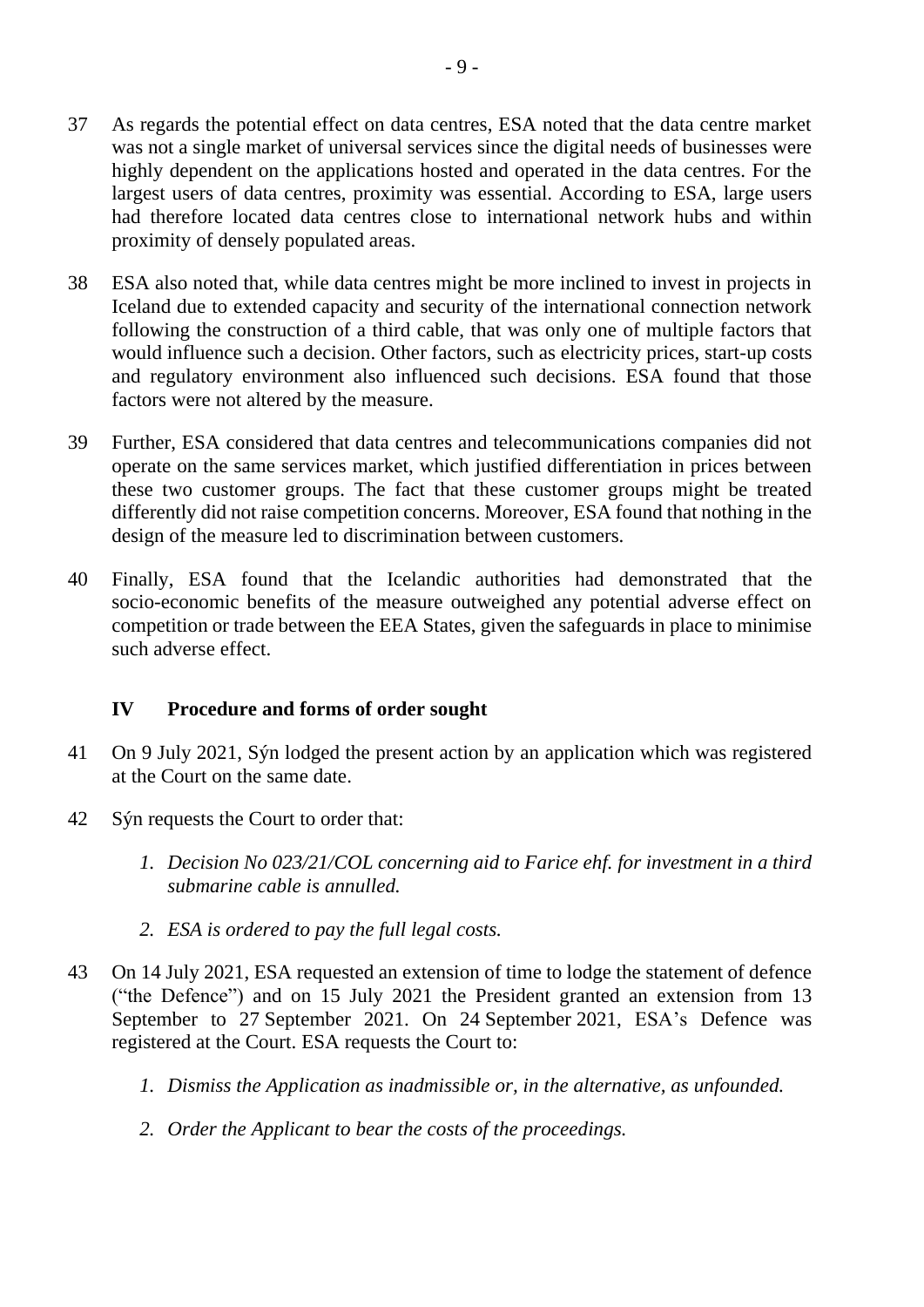37 As regards the potential effect on data centres, ESA noted that the data centre market was not a single market of universal services since the digital needs of businesses were highly dependent on the applications hosted and operated in the data centres. For the largest users of data centres, proximity was essential. According to ESA, large users had therefore located data centres close to international network hubs and within proximity of densely populated areas.

38 ESA also noted that, while data centres might be more inclined to invest in projects in Iceland due to extended capacity and security of the international connection network following the construction of a third cable, that was only one of multiple factors that would influence such a decision. Other factors, such as electricity prices, start-up costs and regulatory environment also influenced such decisions. ESA found that those factors were not altered by the measure.

39 Further, ESA considered that data centres and telecommunications companies did not operate on the same services market, which justified differentiation in prices between these two customer groups. The fact that these customer groups might be treated differently did not raise competition concerns. Moreover, ESA found that nothing in the design of the measure led to discrimination between customers.

40 Finally, ESA found that the Icelandic authorities had demonstrated that the socio-economic benefits of the measure outweighed any potential adverse effect on competition or trade between the EEA States, given the safeguards in place to minimise such adverse effect.

## IV Procedure and forms of order sought

41 On 9 July 2021, Sýn lodged the present action by an application which was registered at the Court on the same date.

42 Sýn requests the Court to order that:

1. *Decision No 023/21/COL concerning aid to Farice ehf. for investment in a third submarine cable is annulled.*
2. *ESA is ordered to pay the full legal costs.*

43 On 14 July 2021, ESA requested an extension of time to lodge the statement of defence ("the Defence") and on 15 July 2021 the President granted an extension from 13 September to 27 September 2021. On 24 September 2021, ESA's Defence was registered at the Court. ESA requests the Court to:

1. *Dismiss the Application as inadmissible or, in the alternative, as unfounded.*
2. *Order the Applicant to bear the costs of the proceedings.*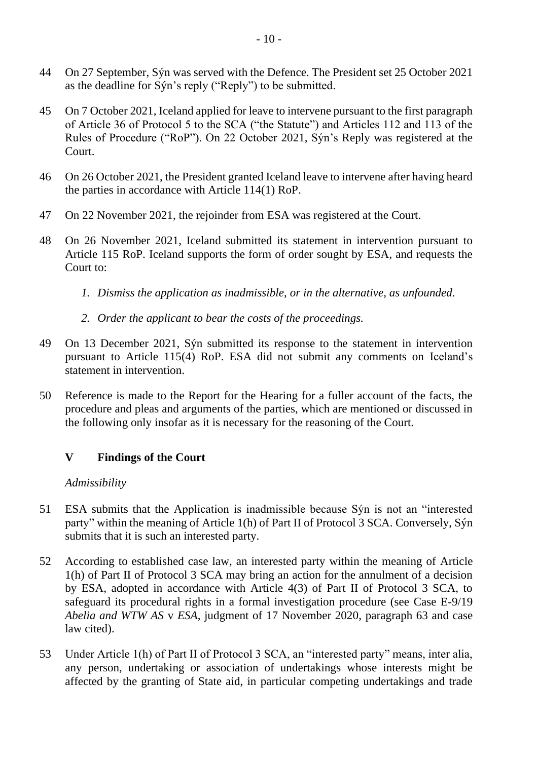44 On 27 September, Sýn was served with the Defence. The President set 25 October 2021 as the deadline for Sýn's reply ("Reply") to be submitted.

45 On 7 October 2021, Iceland applied for leave to intervene pursuant to the first paragraph of Article 36 of Protocol 5 to the SCA ("the Statute") and Articles 112 and 113 of the Rules of Procedure ("RoP"). On 22 October 2021, Sýn's Reply was registered at the Court.

46 On 26 October 2021, the President granted Iceland leave to intervene after having heard the parties in accordance with Article 114(1) RoP.

47 On 22 November 2021, the rejoinder from ESA was registered at the Court.

48 On 26 November 2021, Iceland submitted its statement in intervention pursuant to Article 115 RoP. Iceland supports the form of order sought by ESA, and requests the Court to:

> *1. Dismiss the application as inadmissible, or in the alternative, as unfounded.*
>
> *2. Order the applicant to bear the costs of the proceedings.*

49 On 13 December 2021, Sýn submitted its response to the statement in intervention pursuant to Article 115(4) RoP. ESA did not submit any comments on Iceland's statement in intervention.

50 Reference is made to the Report for the Hearing for a fuller account of the facts, the procedure and pleas and arguments of the parties, which are mentioned or discussed in the following only insofar as it is necessary for the reasoning of the Court.

## V Findings of the Court

*Admissibility*

51 ESA submits that the Application is inadmissible because Sýn is not an "interested party" within the meaning of Article 1(h) of Part II of Protocol 3 SCA. Conversely, Sýn submits that it is such an interested party.

52 According to established case law, an interested party within the meaning of Article 1(h) of Part II of Protocol 3 SCA may bring an action for the annulment of a decision by ESA, adopted in accordance with Article 4(3) of Part II of Protocol 3 SCA, to safeguard its procedural rights in a formal investigation procedure (see Case E-9/19 *Abelia and WTW AS* v *ESA*, judgment of 17 November 2020, paragraph 63 and case law cited).

53 Under Article 1(h) of Part II of Protocol 3 SCA, an "interested party" means, inter alia, any person, undertaking or association of undertakings whose interests might be affected by the granting of State aid, in particular competing undertakings and trade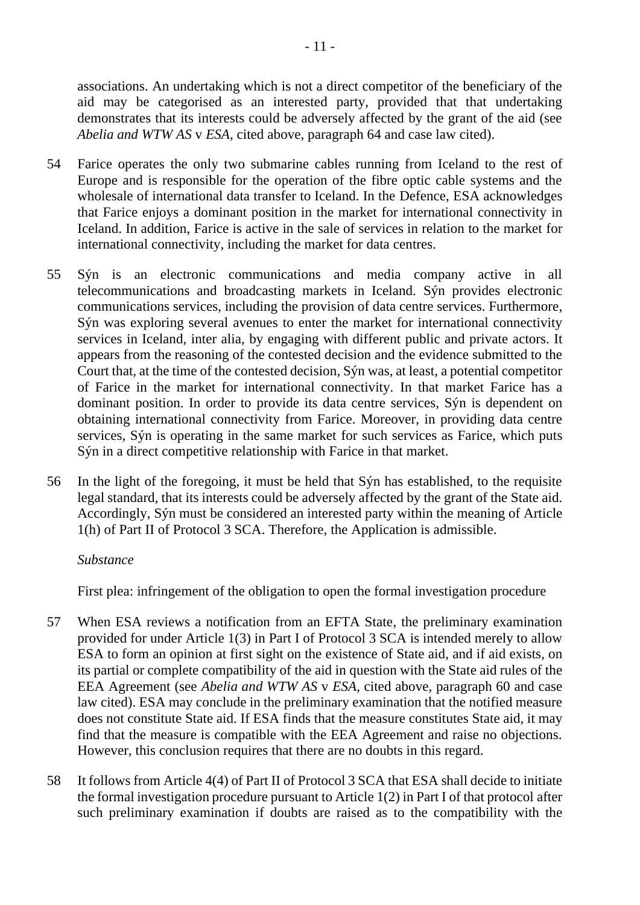associations. An undertaking which is not a direct competitor of the beneficiary of the aid may be categorised as an interested party, provided that that undertaking demonstrates that its interests could be adversely affected by the grant of the aid (see *Abelia and WTW AS* v *ESA*, cited above, paragraph 64 and case law cited).

54 Farice operates the only two submarine cables running from Iceland to the rest of Europe and is responsible for the operation of the fibre optic cable systems and the wholesale of international data transfer to Iceland. In the Defence, ESA acknowledges that Farice enjoys a dominant position in the market for international connectivity in Iceland. In addition, Farice is active in the sale of services in relation to the market for international connectivity, including the market for data centres.

55 Sýn is an electronic communications and media company active in all telecommunications and broadcasting markets in Iceland. Sýn provides electronic communications services, including the provision of data centre services. Furthermore, Sýn was exploring several avenues to enter the market for international connectivity services in Iceland, inter alia, by engaging with different public and private actors. It appears from the reasoning of the contested decision and the evidence submitted to the Court that, at the time of the contested decision, Sýn was, at least, a potential competitor of Farice in the market for international connectivity. In that market Farice has a dominant position. In order to provide its data centre services, Sýn is dependent on obtaining international connectivity from Farice. Moreover, in providing data centre services, Sýn is operating in the same market for such services as Farice, which puts Sýn in a direct competitive relationship with Farice in that market.

56 In the light of the foregoing, it must be held that Sýn has established, to the requisite legal standard, that its interests could be adversely affected by the grant of the State aid. Accordingly, Sýn must be considered an interested party within the meaning of Article 1(h) of Part II of Protocol 3 SCA. Therefore, the Application is admissible.

*Substance*

First plea: infringement of the obligation to open the formal investigation procedure

57 When ESA reviews a notification from an EFTA State, the preliminary examination provided for under Article 1(3) in Part I of Protocol 3 SCA is intended merely to allow ESA to form an opinion at first sight on the existence of State aid, and if aid exists, on its partial or complete compatibility of the aid in question with the State aid rules of the EEA Agreement (see *Abelia and WTW AS* v *ESA*, cited above, paragraph 60 and case law cited). ESA may conclude in the preliminary examination that the notified measure does not constitute State aid. If ESA finds that the measure constitutes State aid, it may find that the measure is compatible with the EEA Agreement and raise no objections. However, this conclusion requires that there are no doubts in this regard.

58 It follows from Article 4(4) of Part II of Protocol 3 SCA that ESA shall decide to initiate the formal investigation procedure pursuant to Article 1(2) in Part I of that protocol after such preliminary examination if doubts are raised as to the compatibility with the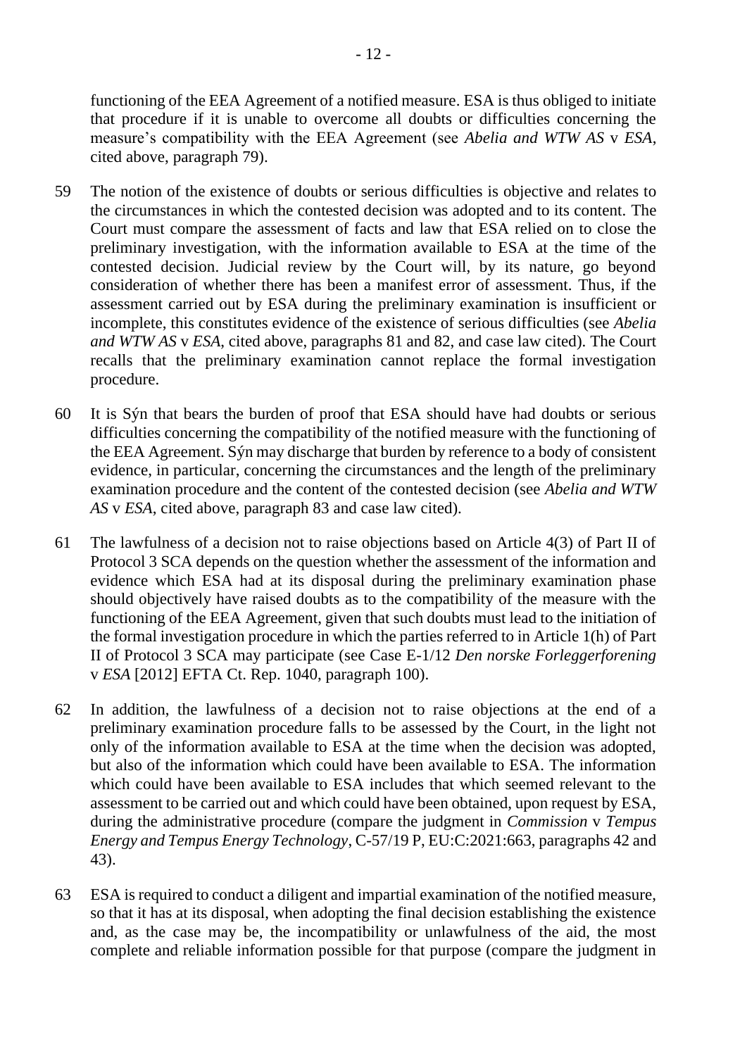functioning of the EEA Agreement of a notified measure. ESA is thus obliged to initiate that procedure if it is unable to overcome all doubts or difficulties concerning the measure's compatibility with the EEA Agreement (see *Abelia and WTW AS* v *ESA*, cited above, paragraph 79).

59 The notion of the existence of doubts or serious difficulties is objective and relates to the circumstances in which the contested decision was adopted and to its content. The Court must compare the assessment of facts and law that ESA relied on to close the preliminary investigation, with the information available to ESA at the time of the contested decision. Judicial review by the Court will, by its nature, go beyond consideration of whether there has been a manifest error of assessment. Thus, if the assessment carried out by ESA during the preliminary examination is insufficient or incomplete, this constitutes evidence of the existence of serious difficulties (see *Abelia and WTW AS* v *ESA*, cited above, paragraphs 81 and 82, and case law cited). The Court recalls that the preliminary examination cannot replace the formal investigation procedure.

60 It is Sýn that bears the burden of proof that ESA should have had doubts or serious difficulties concerning the compatibility of the notified measure with the functioning of the EEA Agreement. Sýn may discharge that burden by reference to a body of consistent evidence, in particular, concerning the circumstances and the length of the preliminary examination procedure and the content of the contested decision (see *Abelia and WTW AS* v *ESA*, cited above, paragraph 83 and case law cited).

61 The lawfulness of a decision not to raise objections based on Article 4(3) of Part II of Protocol 3 SCA depends on the question whether the assessment of the information and evidence which ESA had at its disposal during the preliminary examination phase should objectively have raised doubts as to the compatibility of the measure with the functioning of the EEA Agreement, given that such doubts must lead to the initiation of the formal investigation procedure in which the parties referred to in Article 1(h) of Part II of Protocol 3 SCA may participate (see Case E-1/12 *Den norske Forleggerforening* v *ESA* [2012] EFTA Ct. Rep. 1040, paragraph 100).

62 In addition, the lawfulness of a decision not to raise objections at the end of a preliminary examination procedure falls to be assessed by the Court, in the light not only of the information available to ESA at the time when the decision was adopted, but also of the information which could have been available to ESA. The information which could have been available to ESA includes that which seemed relevant to the assessment to be carried out and which could have been obtained, upon request by ESA, during the administrative procedure (compare the judgment in *Commission* v *Tempus Energy and Tempus Energy Technology*, C-57/19 P, EU:C:2021:663, paragraphs 42 and 43).

63 ESA is required to conduct a diligent and impartial examination of the notified measure, so that it has at its disposal, when adopting the final decision establishing the existence and, as the case may be, the incompatibility or unlawfulness of the aid, the most complete and reliable information possible for that purpose (compare the judgment in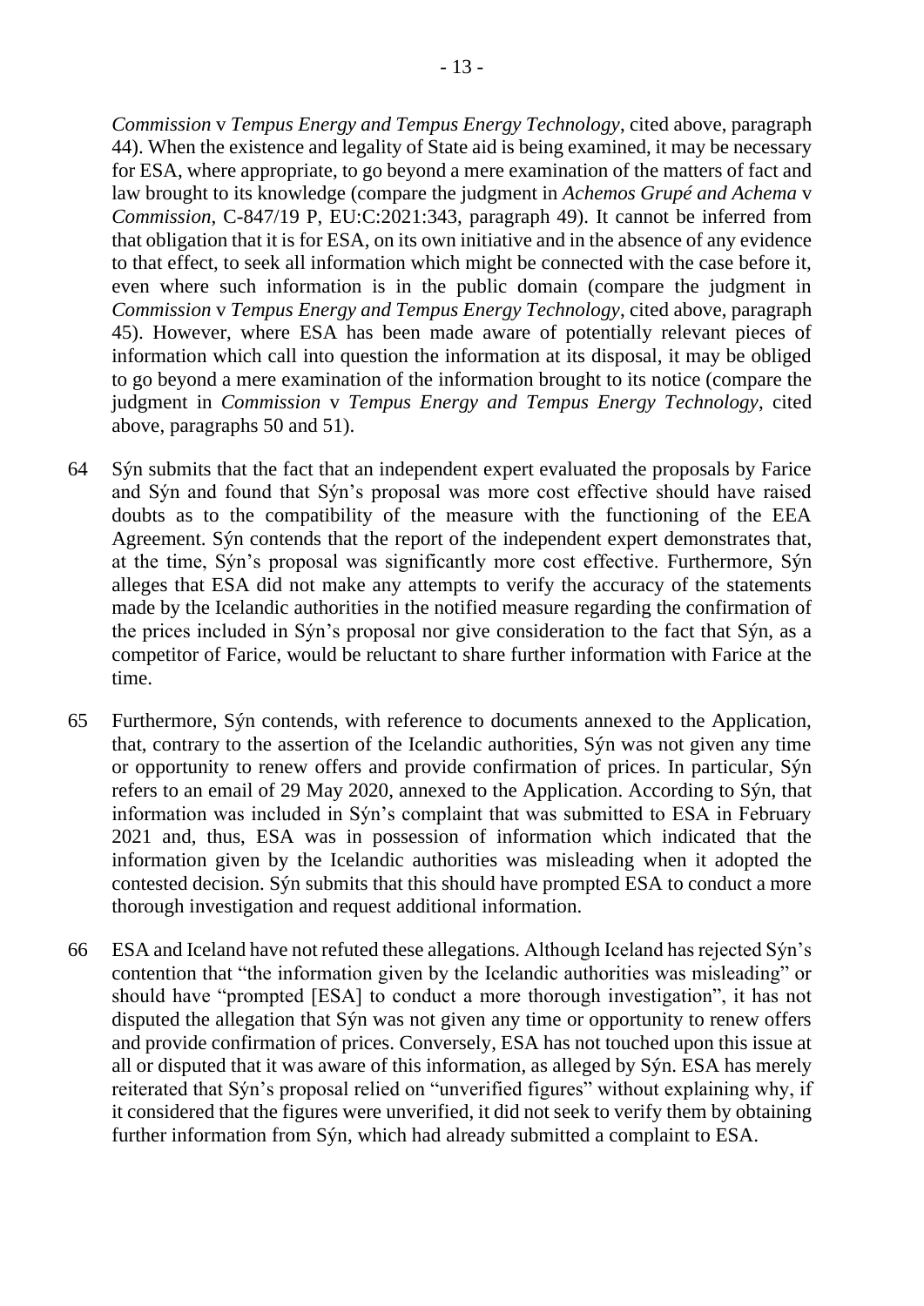*Commission* v *Tempus Energy and Tempus Energy Technology*, cited above, paragraph 44). When the existence and legality of State aid is being examined, it may be necessary for ESA, where appropriate, to go beyond a mere examination of the matters of fact and law brought to its knowledge (compare the judgment in *Achemos Grupé and Achema* v *Commission*, C-847/19 P, EU:C:2021:343, paragraph 49). It cannot be inferred from that obligation that it is for ESA, on its own initiative and in the absence of any evidence to that effect, to seek all information which might be connected with the case before it, even where such information is in the public domain (compare the judgment in *Commission* v *Tempus Energy and Tempus Energy Technology*, cited above, paragraph 45). However, where ESA has been made aware of potentially relevant pieces of information which call into question the information at its disposal, it may be obliged to go beyond a mere examination of the information brought to its notice (compare the judgment in *Commission* v *Tempus Energy and Tempus Energy Technology*, cited above, paragraphs 50 and 51).

64 Sýn submits that the fact that an independent expert evaluated the proposals by Farice and Sýn and found that Sýn's proposal was more cost effective should have raised doubts as to the compatibility of the measure with the functioning of the EEA Agreement. Sýn contends that the report of the independent expert demonstrates that, at the time, Sýn's proposal was significantly more cost effective. Furthermore, Sýn alleges that ESA did not make any attempts to verify the accuracy of the statements made by the Icelandic authorities in the notified measure regarding the confirmation of the prices included in Sýn's proposal nor give consideration to the fact that Sýn, as a competitor of Farice, would be reluctant to share further information with Farice at the time.

65 Furthermore, Sýn contends, with reference to documents annexed to the Application, that, contrary to the assertion of the Icelandic authorities, Sýn was not given any time or opportunity to renew offers and provide confirmation of prices. In particular, Sýn refers to an email of 29 May 2020, annexed to the Application. According to Sýn, that information was included in Sýn's complaint that was submitted to ESA in February 2021 and, thus, ESA was in possession of information which indicated that the information given by the Icelandic authorities was misleading when it adopted the contested decision. Sýn submits that this should have prompted ESA to conduct a more thorough investigation and request additional information.

66 ESA and Iceland have not refuted these allegations. Although Iceland has rejected Sýn's contention that "the information given by the Icelandic authorities was misleading" or should have "prompted [ESA] to conduct a more thorough investigation", it has not disputed the allegation that Sýn was not given any time or opportunity to renew offers and provide confirmation of prices. Conversely, ESA has not touched upon this issue at all or disputed that it was aware of this information, as alleged by Sýn. ESA has merely reiterated that Sýn's proposal relied on "unverified figures" without explaining why, if it considered that the figures were unverified, it did not seek to verify them by obtaining further information from Sýn, which had already submitted a complaint to ESA.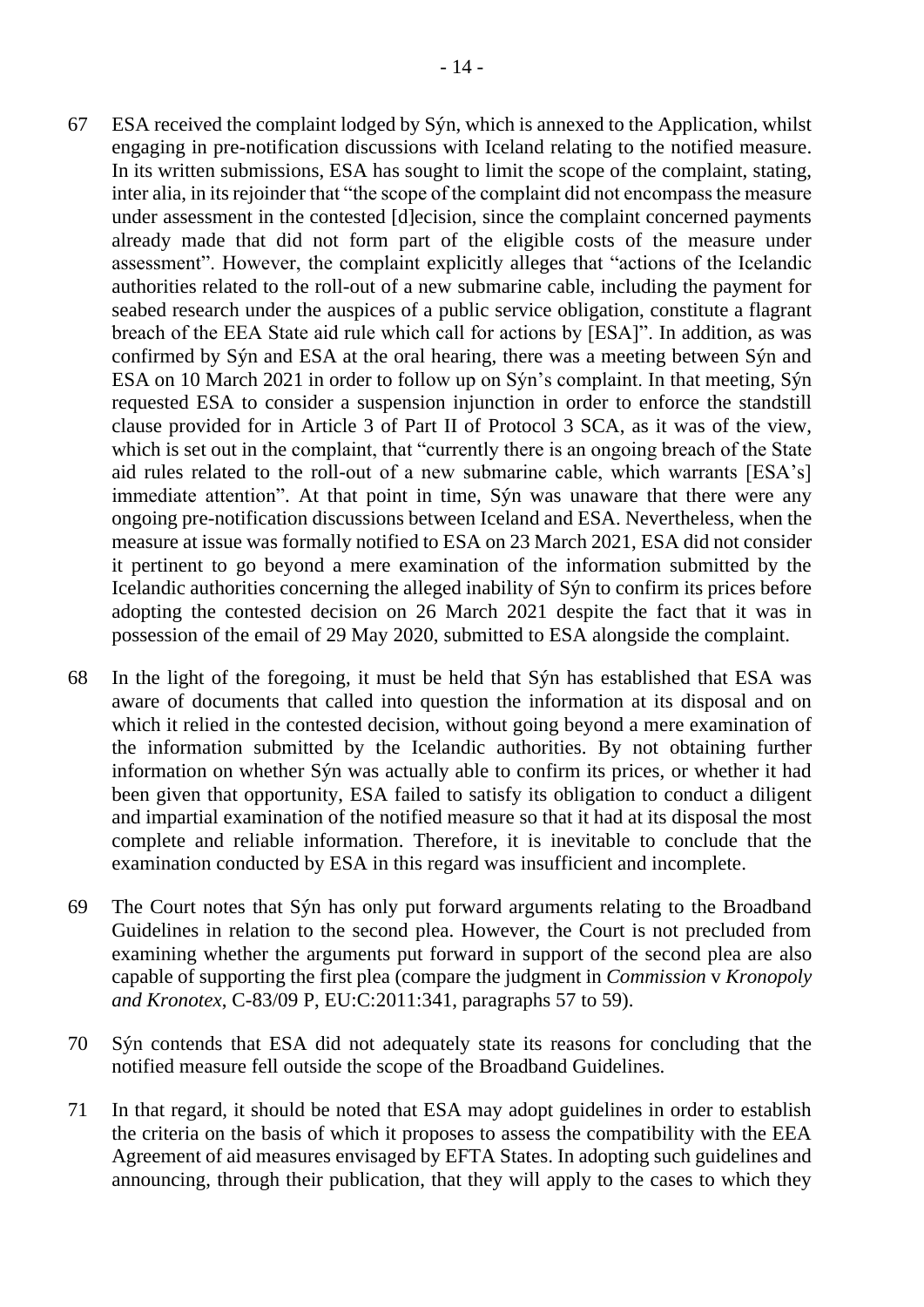67 ESA received the complaint lodged by Sýn, which is annexed to the Application, whilst engaging in pre-notification discussions with Iceland relating to the notified measure. In its written submissions, ESA has sought to limit the scope of the complaint, stating, inter alia, in its rejoinder that "the scope of the complaint did not encompass the measure under assessment in the contested [d]ecision, since the complaint concerned payments already made that did not form part of the eligible costs of the measure under assessment". However, the complaint explicitly alleges that "actions of the Icelandic authorities related to the roll-out of a new submarine cable, including the payment for seabed research under the auspices of a public service obligation, constitute a flagrant breach of the EEA State aid rule which call for actions by [ESA]". In addition, as was confirmed by Sýn and ESA at the oral hearing, there was a meeting between Sýn and ESA on 10 March 2021 in order to follow up on Sýn's complaint. In that meeting, Sýn requested ESA to consider a suspension injunction in order to enforce the standstill clause provided for in Article 3 of Part II of Protocol 3 SCA, as it was of the view, which is set out in the complaint, that "currently there is an ongoing breach of the State aid rules related to the roll-out of a new submarine cable, which warrants [ESA's] immediate attention". At that point in time, Sýn was unaware that there were any ongoing pre-notification discussions between Iceland and ESA. Nevertheless, when the measure at issue was formally notified to ESA on 23 March 2021, ESA did not consider it pertinent to go beyond a mere examination of the information submitted by the Icelandic authorities concerning the alleged inability of Sýn to confirm its prices before adopting the contested decision on 26 March 2021 despite the fact that it was in possession of the email of 29 May 2020, submitted to ESA alongside the complaint.

68 In the light of the foregoing, it must be held that Sýn has established that ESA was aware of documents that called into question the information at its disposal and on which it relied in the contested decision, without going beyond a mere examination of the information submitted by the Icelandic authorities. By not obtaining further information on whether Sýn was actually able to confirm its prices, or whether it had been given that opportunity, ESA failed to satisfy its obligation to conduct a diligent and impartial examination of the notified measure so that it had at its disposal the most complete and reliable information. Therefore, it is inevitable to conclude that the examination conducted by ESA in this regard was insufficient and incomplete.

69 The Court notes that Sýn has only put forward arguments relating to the Broadband Guidelines in relation to the second plea. However, the Court is not precluded from examining whether the arguments put forward in support of the second plea are also capable of supporting the first plea (compare the judgment in *Commission* v *Kronopoly and Kronotex*, C-83/09 P, EU:C:2011:341, paragraphs 57 to 59).

70 Sýn contends that ESA did not adequately state its reasons for concluding that the notified measure fell outside the scope of the Broadband Guidelines.

71 In that regard, it should be noted that ESA may adopt guidelines in order to establish the criteria on the basis of which it proposes to assess the compatibility with the EEA Agreement of aid measures envisaged by EFTA States. In adopting such guidelines and announcing, through their publication, that they will apply to the cases to which they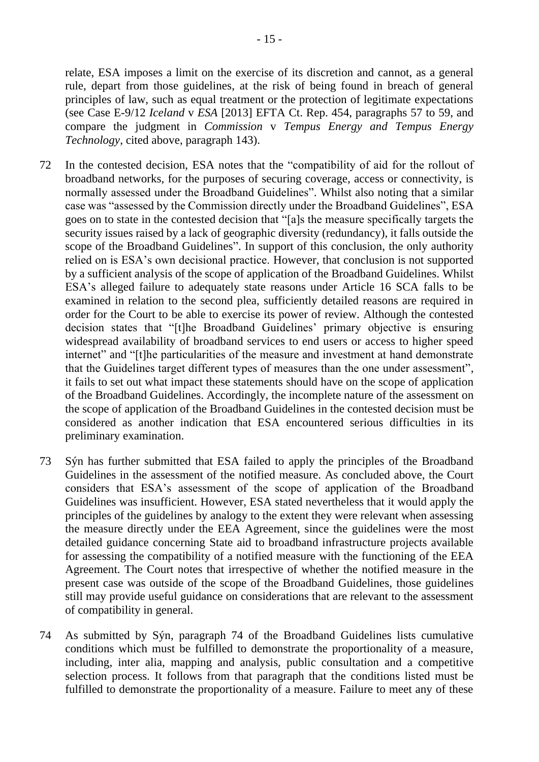relate, ESA imposes a limit on the exercise of its discretion and cannot, as a general rule, depart from those guidelines, at the risk of being found in breach of general principles of law, such as equal treatment or the protection of legitimate expectations (see Case E-9/12 *Iceland* v *ESA* [2013] EFTA Ct. Rep. 454, paragraphs 57 to 59, and compare the judgment in *Commission* v *Tempus Energy and Tempus Energy Technology*, cited above, paragraph 143).

72 In the contested decision, ESA notes that the "compatibility of aid for the rollout of broadband networks, for the purposes of securing coverage, access or connectivity, is normally assessed under the Broadband Guidelines". Whilst also noting that a similar case was "assessed by the Commission directly under the Broadband Guidelines", ESA goes on to state in the contested decision that "[a]s the measure specifically targets the security issues raised by a lack of geographic diversity (redundancy), it falls outside the scope of the Broadband Guidelines". In support of this conclusion, the only authority relied on is ESA's own decisional practice. However, that conclusion is not supported by a sufficient analysis of the scope of application of the Broadband Guidelines. Whilst ESA's alleged failure to adequately state reasons under Article 16 SCA falls to be examined in relation to the second plea, sufficiently detailed reasons are required in order for the Court to be able to exercise its power of review. Although the contested decision states that "[t]he Broadband Guidelines' primary objective is ensuring widespread availability of broadband services to end users or access to higher speed internet" and "[t]he particularities of the measure and investment at hand demonstrate that the Guidelines target different types of measures than the one under assessment", it fails to set out what impact these statements should have on the scope of application of the Broadband Guidelines. Accordingly, the incomplete nature of the assessment on the scope of application of the Broadband Guidelines in the contested decision must be considered as another indication that ESA encountered serious difficulties in its preliminary examination.

73 Sýn has further submitted that ESA failed to apply the principles of the Broadband Guidelines in the assessment of the notified measure. As concluded above, the Court considers that ESA's assessment of the scope of application of the Broadband Guidelines was insufficient. However, ESA stated nevertheless that it would apply the principles of the guidelines by analogy to the extent they were relevant when assessing the measure directly under the EEA Agreement, since the guidelines were the most detailed guidance concerning State aid to broadband infrastructure projects available for assessing the compatibility of a notified measure with the functioning of the EEA Agreement. The Court notes that irrespective of whether the notified measure in the present case was outside of the scope of the Broadband Guidelines, those guidelines still may provide useful guidance on considerations that are relevant to the assessment of compatibility in general.

74 As submitted by Sýn, paragraph 74 of the Broadband Guidelines lists cumulative conditions which must be fulfilled to demonstrate the proportionality of a measure, including, inter alia, mapping and analysis, public consultation and a competitive selection process. It follows from that paragraph that the conditions listed must be fulfilled to demonstrate the proportionality of a measure. Failure to meet any of these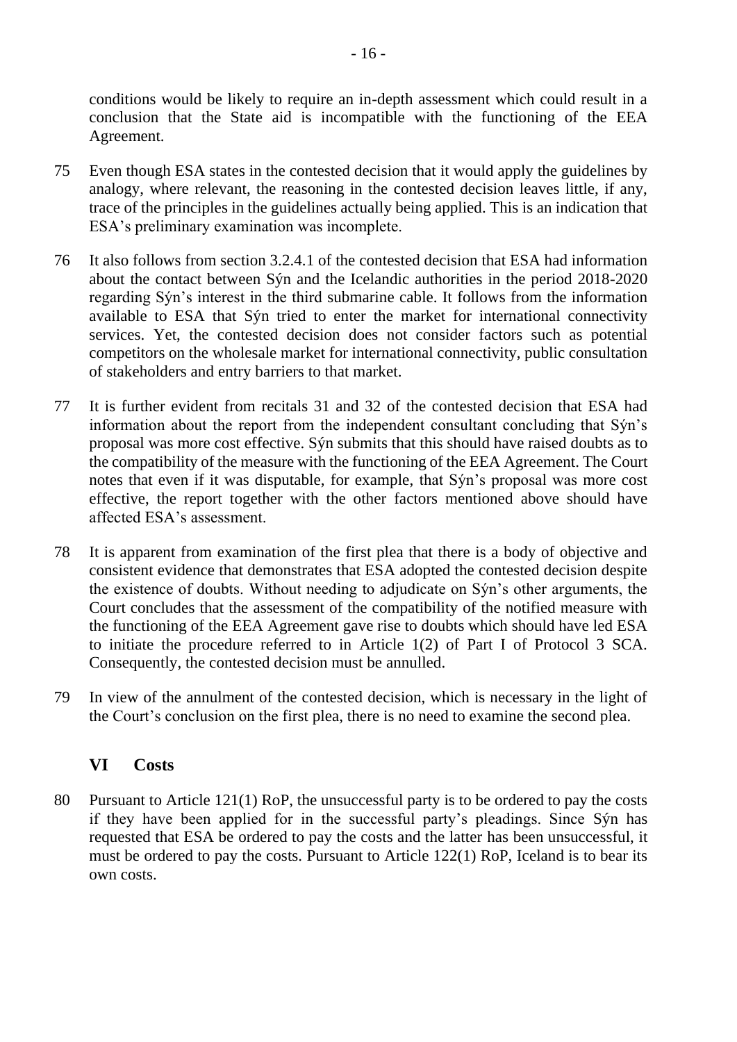conditions would be likely to require an in-depth assessment which could result in a conclusion that the State aid is incompatible with the functioning of the EEA Agreement.

75 Even though ESA states in the contested decision that it would apply the guidelines by analogy, where relevant, the reasoning in the contested decision leaves little, if any, trace of the principles in the guidelines actually being applied. This is an indication that ESA's preliminary examination was incomplete.

76 It also follows from section 3.2.4.1 of the contested decision that ESA had information about the contact between Sýn and the Icelandic authorities in the period 2018-2020 regarding Sýn's interest in the third submarine cable. It follows from the information available to ESA that Sýn tried to enter the market for international connectivity services. Yet, the contested decision does not consider factors such as potential competitors on the wholesale market for international connectivity, public consultation of stakeholders and entry barriers to that market.

77 It is further evident from recitals 31 and 32 of the contested decision that ESA had information about the report from the independent consultant concluding that Sýn's proposal was more cost effective. Sýn submits that this should have raised doubts as to the compatibility of the measure with the functioning of the EEA Agreement. The Court notes that even if it was disputable, for example, that Sýn's proposal was more cost effective, the report together with the other factors mentioned above should have affected ESA's assessment.

78 It is apparent from examination of the first plea that there is a body of objective and consistent evidence that demonstrates that ESA adopted the contested decision despite the existence of doubts. Without needing to adjudicate on Sýn's other arguments, the Court concludes that the assessment of the compatibility of the notified measure with the functioning of the EEA Agreement gave rise to doubts which should have led ESA to initiate the procedure referred to in Article 1(2) of Part I of Protocol 3 SCA. Consequently, the contested decision must be annulled.

79 In view of the annulment of the contested decision, which is necessary in the light of the Court's conclusion on the first plea, there is no need to examine the second plea.

## VI Costs

80 Pursuant to Article 121(1) RoP, the unsuccessful party is to be ordered to pay the costs if they have been applied for in the successful party's pleadings. Since Sýn has requested that ESA be ordered to pay the costs and the latter has been unsuccessful, it must be ordered to pay the costs. Pursuant to Article 122(1) RoP, Iceland is to bear its own costs.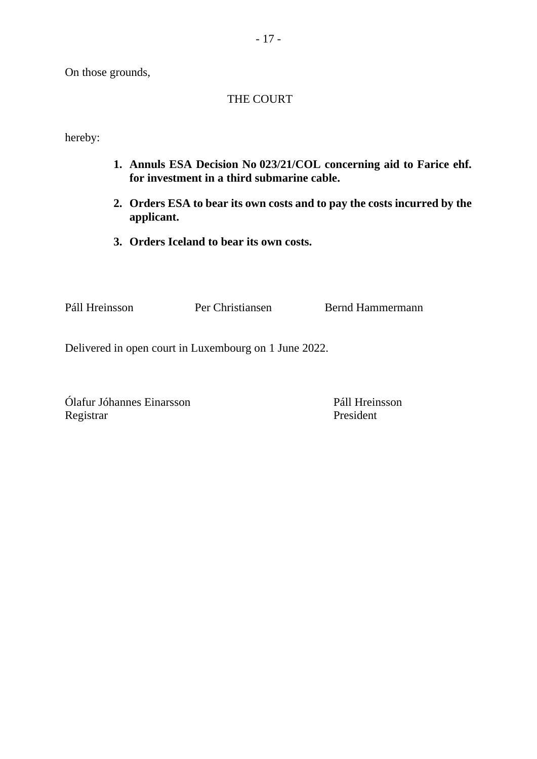On those grounds,

THE COURT

hereby:

1. **Annuls ESA Decision No 023/21/COL concerning aid to Farice ehf. for investment in a third submarine cable.**

2. **Orders ESA to bear its own costs and to pay the costs incurred by the applicant.**

3. **Orders Iceland to bear its own costs.**

Páll Hreinsson    Per Christiansen    Bernd Hammermann

Delivered in open court in Luxembourg on 1 June 2022.

Ólafur Jóhannes Einarsson  
Registrar

Páll Hreinsson  
President